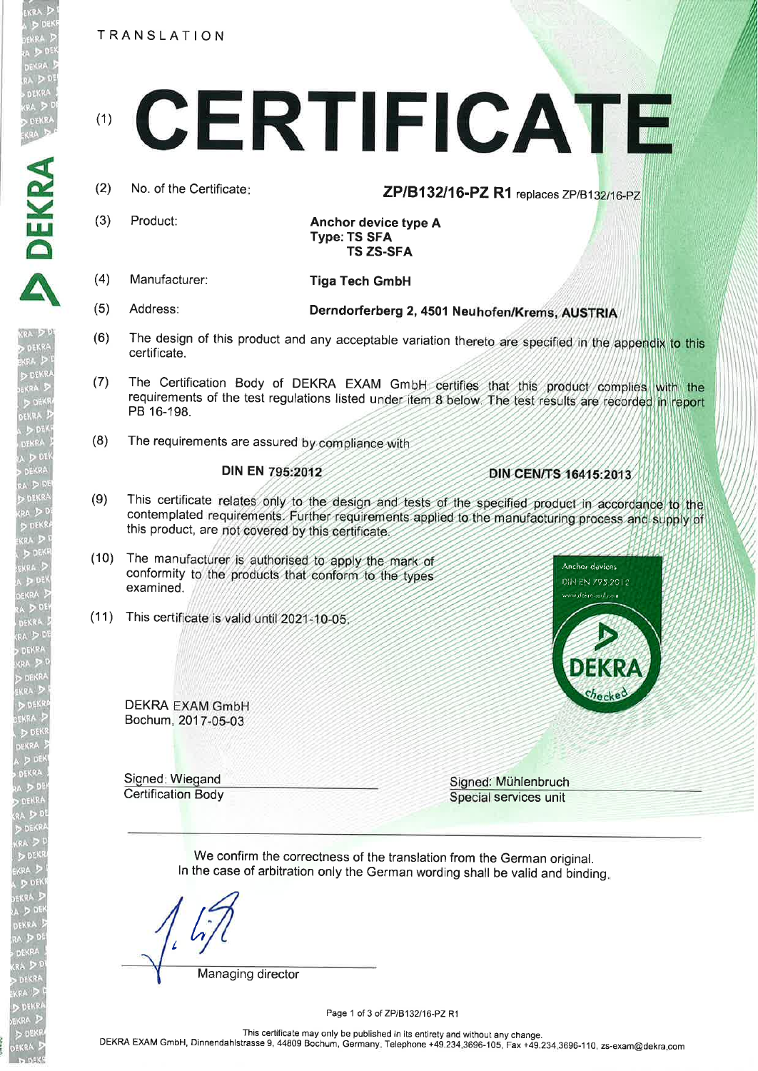TRANSLATION

# (1) CERTIFICATE

(2) No. of the Certificate: **ZP/B132/16-PZ R1** replaces ZP/B132/16-PZ

(3) Product: **Anchor device type A**
**Type: TS SFA**
**TS ZS-SFA**

(4) Manufacturer: **Tiga Tech GmbH**

(5) Address: **Derndorferberg 2, 4501 Neuhofen/Krems, AUSTRIA**

(6) The design of this product and any acceptable variation thereto are specified in the appendix to this certificate.

(7) The Certification Body of DEKRA EXAM GmbH certifies that this product complies with the requirements of the test regulations listed under item 8 below. The test results are recorded in report PB 16-198.

(8) The requirements are assured by compliance with

**DIN EN 795:2012** **DIN CEN/TS 16415:2013**

(9) This certificate relates only to the design and tests of the specified product in accordance to the contemplated requirements. Further requirements applied to the manufacturing process and supply of this product, are not covered by this certificate.

(10) The manufacturer is authorised to apply the mark of conformity to the products that conform to the types examined.

(11) This certificate is valid until 2021-10-05.

Anchor devices
DIN EN 795:2012
DEKRA checked

DEKRA EXAM GmbH
Bochum, 2017-05-03

Signed: Wiegand
Certification Body

Signed: Mühlenbruch
Special services unit

We confirm the correctness of the translation from the German original.
In the case of arbitration only the German wording shall be valid and binding.

Managing director

This certificate may only be published in its entirety and without any change.
DEKRA EXAM GmbH, Dinnendahlstrasse 9, 44809 Bochum, Germany, Telephone +49.234.3696-105, Fax +49.234.3696-110, zs-exam@dekra.com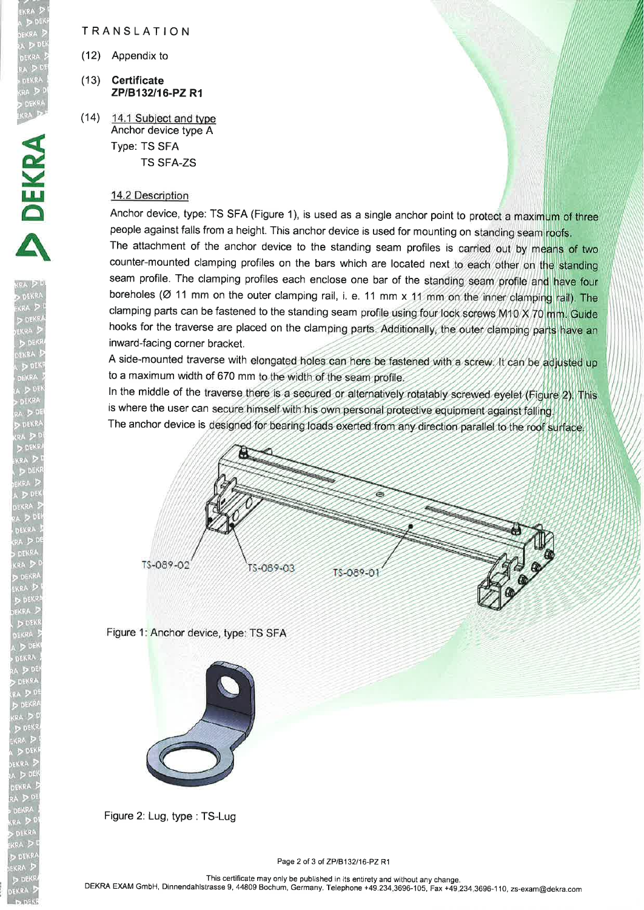TRANSLATION

(12) Appendix to

(13) **Certificate ZP/B132/16-PZ R1**

(14) 14.1 Subject and type

Anchor device type A

Type: TS SFA

TS SFA-ZS

14.2 Description

Anchor device, type: TS SFA (Figure 1), is used as a single anchor point to protect a maximum of three people against falls from a height. This anchor device is used for mounting on standing seam roofs.

The attachment of the anchor device to the standing seam profiles is carried out by means of two counter-mounted clamping profiles on the bars which are located next to each other on the standing seam profile. The clamping profiles each enclose one bar of the standing seam profile and have four boreholes (Ø 11 mm on the outer clamping rail, i. e. 11 mm x 11 mm on the inner clamping rail). The clamping parts can be fastened to the standing seam profile using four lock screws M10 X 70 mm. Guide hooks for the traverse are placed on the clamping parts. Additionally, the outer clamping parts have an inward-facing corner bracket.

A side-mounted traverse with elongated holes can here be fastened with a screw. It can be adjusted up to a maximum width of 670 mm to the width of the seam profile.

In the middle of the traverse there is a secured or alternatively rotatably screwed eyelet (Figure 2). This is where the user can secure himself with his own personal protective equipment against falling.

The anchor device is designed for bearing loads exerted from any direction parallel to the roof surface.

TS-089-02 TS-089-03 TS-089-01

Figure 1: Anchor device, type: TS SFA

Figure 2: Lug, type : TS-Lug

This certificate may only be published in its entirety and without any change.

DEKRA EXAM GmbH, Dinnendahlstrasse 9, 44809 Bochum, Germany. Telephone +49.234.3696-105, Fax +49.234.3696-110, zs-exam@dekra.com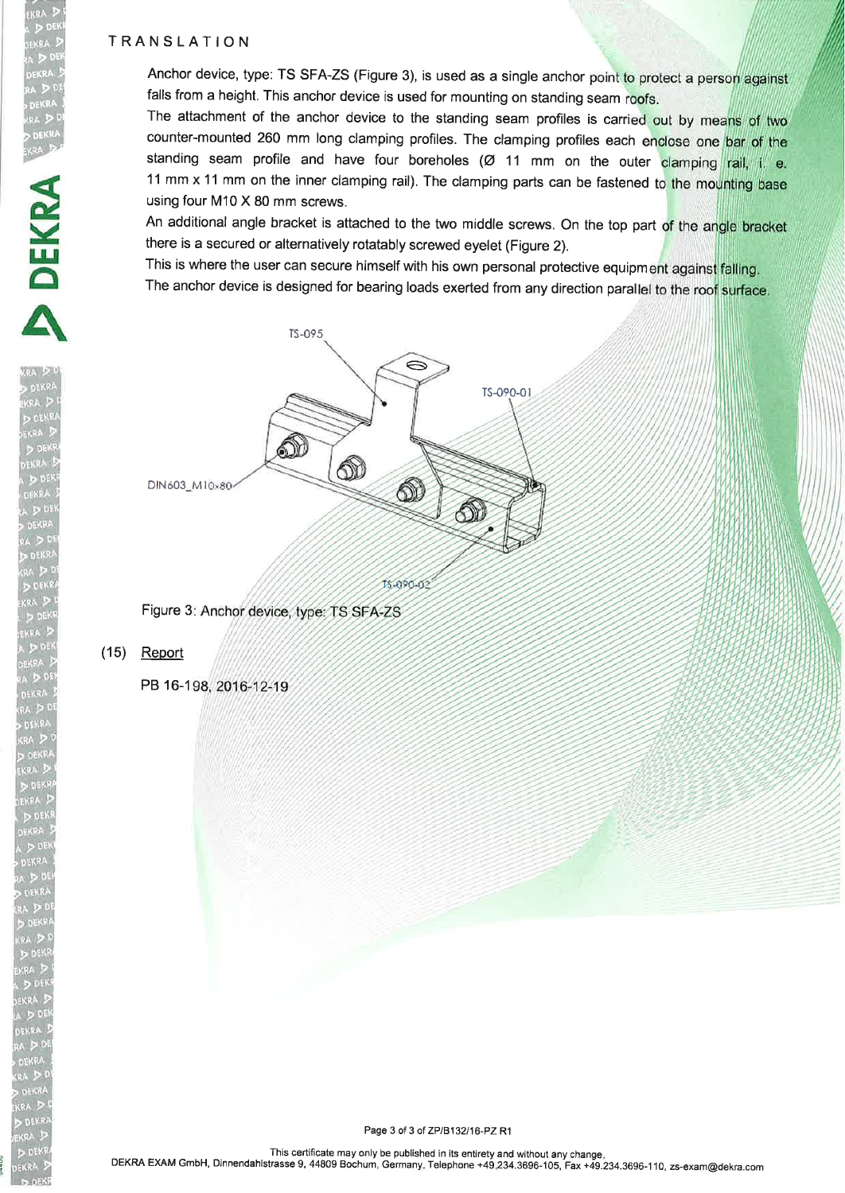TRANSLATION

Anchor device, type: TS SFA-ZS (Figure 3), is used as a single anchor point to protect a person against falls from a height. This anchor device is used for mounting on standing seam roofs.

The attachment of the anchor device to the standing seam profiles is carried out by means of two counter-mounted 260 mm long clamping profiles. The clamping profiles each enclose one bar of the standing seam profile and have four boreholes (Ø 11 mm on the outer clamping rail, i. e. 11 mm x 11 mm on the inner clamping rail). The clamping parts can be fastened to the mounting base using four M10 X 80 mm screws.

An additional angle bracket is attached to the two middle screws. On the top part of the angle bracket there is a secured or alternatively rotatably screwed eyelet (Figure 2).

This is where the user can secure himself with his own personal protective equipment against falling.

The anchor device is designed for bearing loads exerted from any direction parallel to the roof surface.

TS-095

TS-090-01

DIN603_M10x80

TS-090-02

Figure 3: Anchor device, type: TS SFA-ZS

(15) Report

PB 16-198, 2016-12-19

This certificate may only be published in its entirety and without any change.

DEKRA EXAM GmbH, Dinnendahlstrasse 9, 44809 Bochum, Germany, Telephone +49.234.3696-105, Fax +49.234.3696-110, zs-exam@dekra.com